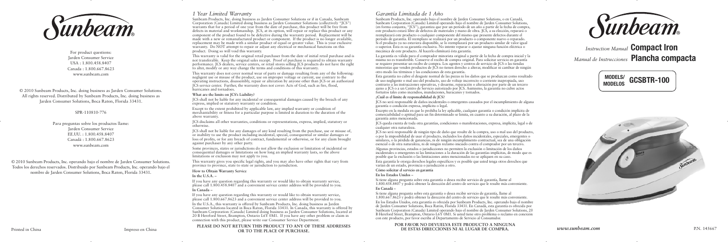Sunbeam®

For product questions:
Jarden Consumer Service
USA : 1.800.458.8407
Canada : 1.800.667.8623
www.sunbeam.com

© 2010 Sunbeam Products, Inc. doing business as Jarden Consumer Solutions. All rights reserved. Distributed by Sunbeam Products, Inc. doing business as Jarden Consumer Solutions, Boca Raton, Florida 33431.

SPR-110810-776

Para preguntas sobre los productos llame:
Jarden Consumer Service
EE.UU. : 1.800.458.8407
Canadá : 1.800.667.8623
www.sunbeam.com

© 2010 Sunbeam Products, Inc. operando bajo el nombre de Jarden Consumer Solutions. Todos los derechos reservados. Distribuido por Sunbeam Products, Inc. operando bajo el nombre de Jarden Consumer Solutions, Boca Raton, Florida 33431.

Printed in China

Impreso en China

## 1 Year Limited Warranty

Sunbeam Products, Inc. doing business as Jarden Consumer Solutions or if in Canada, Sunbeam Corporation (Canada) Limited doing business as Jarden Consumer Solutions (collectively "JCS") warrants that for a period of one year from the date of purchase, this product will be free from defects in material and workmanship. JCS, at its option, will repair or replace this product or any component of the product found to be defective during the warranty period. Replacement will be made with a new or remanufactured product or component. If the product is no longer available, replacement may be made with a similar product of equal or greater value. This is your exclusive warranty. Do NOT attempt to repair or adjust any electrical or mechanical functions on this product. Doing so will void this warranty.

This warranty is valid for the original retail purchaser from the date of initial retail purchase and is not transferable. Keep the original sales receipt. Proof of purchase is required to obtain warranty performance. JCS dealers, service centers, or retail stores selling JCS products do not have the right to alter, modify or any way change the terms and conditions of this warranty.

This warranty does not cover normal wear of parts or damage resulting from any of the following: negligent use or misuse of the product, use on improper voltage or current, use contrary to the operating instructions, disassembly, repair or alteration by anyone other than JCS or an authorized JCS service center. Further, the warranty does not cover: Acts of God, such as fire, flood, hurricanes and tornadoes.

**What are the limits on JCS's Liability?**

JCS shall not be liable for any incidental or consequential damages caused by the breach of any express, implied or statutory warranty or condition.

Except to the extent prohibited by applicable law, any implied warranty or condition of merchantability or fitness for a particular purpose is limited in duration to the duration of the above warranty.

JCS disclaims all other warranties, conditions or representations, express, implied, statutory or otherwise.

JCS shall not be liable for any damages of any kind resulting from the purchase, use or misuse of, or inability to use the product including incidental, special, consequential or similar damages or loss of profits, or for any breach of contract, fundamental or otherwise, or for any claim brought against purchaser by any other party.

Some provinces, states or jurisdictions do not allow the exclusion or limitation of incidental or consequential damages or limitations on how long an implied warranty lasts, so the above limitations or exclusion may not apply to you.

This warranty gives you specific legal rights, and you may also have other rights that vary from province to province, state to state or jurisdiction to jurisdiction.

**How to Obtain Warranty Service**

**In the U.S.A. –**

If you have any question regarding this warranty or would like to obtain warranty service, please call 1.800.458.8407 and a convenient service center address will be provided to you.

**In Canada –**

If you have any question regarding this warranty or would like to obtain warranty service, please call 1.800.667.8623 and a convenient service center address will be provided to you.

In the U.S.A., this warranty is offered by Sunbeam Products, Inc. doing business as Jarden Consumer Solutions located in Boca Raton, Florida 33431. In Canada, this warranty is offered by Sunbeam Corporation (Canada) Limited doing business as Jarden Consumer Solutions, located at 20 B Hereford Street, Brampton, Ontario L6Y 0M1. If you have any other problem or claim in connection with this product, please write our Consumer Service Department.

**PLEASE DO NOT RETURN THIS PRODUCT TO ANY OF THESE ADDRESSES OR TO THE PLACE OF PURCHASE.**

## Garantía Limitada de 1 Año

Sunbeam Products, Inc. operando bajo el nombre de Jarden Consumer Solutions, o en Canadá, Sunbeam Corporation (Canada) Limited operando bajo el nombre de Jarden Consumer Solutions, (en forma conjunta, "JCS"), garantiza que por un período de un año a partir de la fecha de compra, este producto estará libre de defectos de materiales y mano de obra. JCS, a su elección, reparará o reemplazará este producto o cualquier componente del mismo que presente defectos durante el período de garantía. El reemplazo se realizará por un producto o componente nuevo o reparado. Si el producto ya no estuviera disponible, se lo reemplazará por un producto similar de valor igual o superior. Ésta es su garantía exclusiva. No intente reparar o ajustar ninguna función eléctrica o mecánica de este producto. Al hacerlo elimínará ésta garantía.

La garantía es válida para el comprador minorista original a partir de la fecha de compra inicial y la misma no es transferible. Conserve el recibo de compra original. Para solicitar servicio en garantía se requiere presentar un recibo de compra. Los agentes y centros de servicio de JCS o las tiendas minoristas que venden productos de JCS no tienen derecho a alterar, modificar ni cambiar de ningún otro modo los términos y las condiciones de esta garantía.

Esta garantía no cubre el desgaste normal de las piezas ni los daños que se produzcan como resultado de uso negligente o mal uso del producto, uso de voltaje incorrecto o corriente inapropiada, uso contrario a las instrucciones operativas, y desarme, reparación o alteración por parte de un tercero ajeno a JCS o a un Centro de Servicio autorizado por JCS. Asimismo, la garantía no cubre actos fortuitos tales como incendios, inundaciones, huracanes y tornados.

**¿Cuál es el límite de responsabilidad de JCS?**

JCS no será responsable de daños incidentales o emergentes causados por el incumplimiento de alguna garantía o condición expresa, implícita o legal.

Excepto en la medida en que lo prohíba la ley aplicable, cualquier garantía o condición implícita de comerciabilidad o aptitud para un fin determinado se limita, en cuanto a su duración, al plazo de la garantía antes mencionada.

JCS queda exenta de toda otra garantías, condiciones o manifestaciones, expresa, implícita, legal o de cualquier otra naturaleza.

JCS no será responsable de ningún tipo de daño que resulte de la compra, uso o mal uso del producto, o por la imposibilidad de usar el producto, incluidos los daños incidentales, especiales, emergentes o similares, o la pérdida de ganancias, ni de ningún incumplimiento contractual, sea de una obligación esencial o de otra naturaleza, ni de ningún reclamo iniciado contra el comprador por un tercero.

Algunas provincias, estados o jurisdicciones no permiten la exclusión o limitación de los daños incidentales o emergentes ni las limitaciones a la duración de las garantías implícitas, de modo que es posible que la exclusión o las limitaciones antes mencionadas no se apliquen en su caso.

Esta garantía le otorga derechos legales específicos y es posible que usted tenga otros derechos que varían de un estado, provincia o jurisdicción a otro.

**Cómo solicitar el servicio en garantía**

**En los Estados Unidos –**

Si tiene alguna pregunta sobre esta garantía o desea recibir servicio de garantía, llame al 1.800.458.8407 y podrá obtener la dirección del centro de servicio que le resulte más conveniente.

**En Canadá –**

Si tiene alguna pregunta sobre esta garantía o desea recibir servicio de garantía, llame al 1.800.667.8623 y podrá obtener la dirección del centro de servicio que le resulte más conveniente.

En los Estados Unidos, esta garantía es ofrecida por Sunbeam Products, Inc. operando bajo el nombre de Jarden Consumer Solutions, Boca Ratón, Florida 33431. En Canadá, esta garantía es ofrecida por Sunbeam Corporation (Canada) Limited operando bajo el nombre de Jarden Consumer Solutions, 20 B Hereford Street, Brampton, Ontario L6Y 0M1. Si usted tiene otro problema o reclamo en conexión con este producto, por favor escriba al Departamento de Servicio al Consumidor.

**POR FAVOR NO DEVUELVA ESTE PRODUCTO A NINGUNA DE ESTAS DIRECCIONES NI AL LUGAR DE COMPRA.**

Sunbeam®

*Instruction Manual* **Compact Iron**

*Manual de Instrucciones* **Plancha compacta**

**MODELS/ MODELOS GCSBTR-100**

*www.sunbeam.com*

P.N. 145667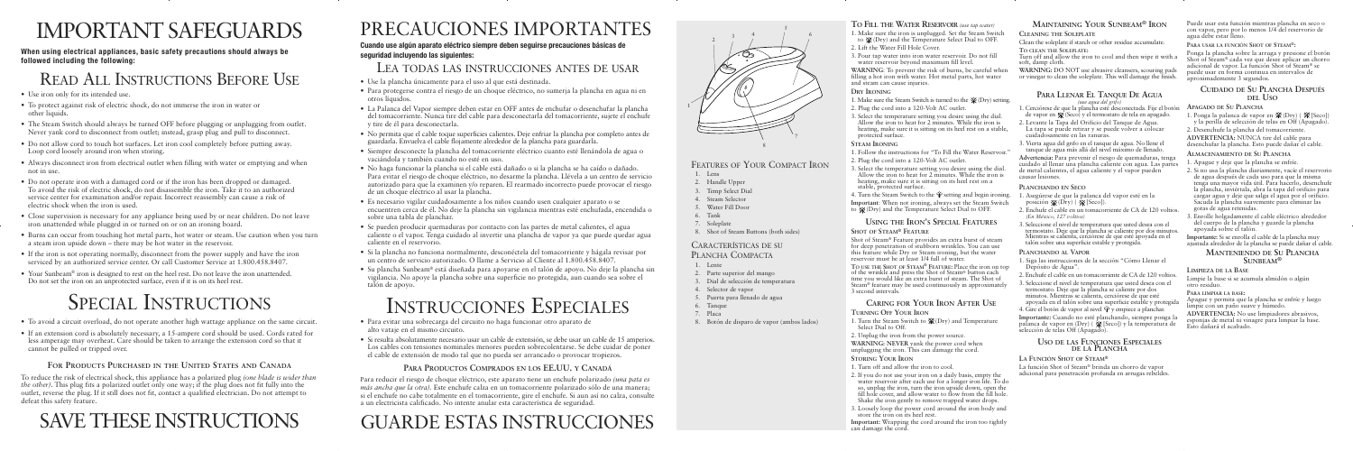# IMPORTANT SAFEGUARDS

**When using electrical appliances, basic safety precautions should always be followed including the following:**

## Read All Instructions Before Use

- Use iron only for its intended use.
- To protect against risk of electric shock, do not immerse the iron in water or other liquids.
- The Steam Switch should always be turned OFF before plugging or unplugging from outlet. Never yank cord to disconnect from outlet; instead, grasp plug and pull to disconnect.
- Do not allow cord to touch hot surfaces. Let iron cool completely before putting away. Loop cord loosely around iron when storing.
- Always disconnect iron from electrical outlet when filling with water or emptying and when not in use.
- Do not operate iron with a damaged cord or if the iron has been dropped or damaged. To avoid the risk of electric shock, do not disassemble the iron. Take it to an authorized service center for examination and/or repair. Incorrect reassembly can cause a risk of electric shock when the iron is used.
- Close supervision is necessary for any appliance being used by or near children. Do not leave iron unattended while plugged in or turned on or on an ironing board.
- Burns can occur from touching hot metal parts, hot water or steam. Use caution when you turn a steam iron upside down – there may be hot water in the reservoir.
- If the iron is not operating normally, disconnect from the power supply and have the iron serviced by an authorized service center. Or call Customer Service at 1.800.458.8407.
- Your Sunbeam® iron is designed to rest on the heel rest. Do not leave the iron unattended. Do not set the iron on an unprotected surface, even if it is on its heel rest.

# Special Instructions

- To avoid a circuit overload, do not operate another high wattage appliance on the same circuit.
- If an extension cord is absolutely necessary, a 15-ampere cord should be used. Cords rated for less amperage may overheat. Care should be taken to arrange the extension cord so that it cannot be pulled or tripped over.

### For Products Purchased in the United States and Canada

To reduce the risk of electrical shock, this appliance has a polarized plug *(one blade is wider than the other)*. This plug fits a polarized outlet only one way; if the plug does not fit fully into the outlet, reverse the plug. If it still does not fit, contact a qualified electrician. Do not attempt to defeat this safety feature.

# SAVE THESE INSTRUCTIONS

# PRECAUCIONES IMPORTANTES

**Cuando use algún aparato eléctrico siempre deben seguirse precauciones básicas de seguridad incluyendo las siguientes:**

## Lea todas las instrucciones antes de usar

- Use la plancha únicamente para el uso al que está destinada.
- Para protegerse contra el riesgo de un choque eléctrico, no sumerja la plancha en agua ni en otros líquidos.
- La Palanca del Vapor siempre deben estar en OFF antes de enchufar o desenchufar la plancha del tomacorriente. Nunca tire del cable para desconectarla del tomacorriente, sujete el enchufe y tire de él para desconectarla.
- No permita que el cable toque superficies calientes. Deje enfriar la plancha por completo antes de guardarla. Envuelva el cable flojamente alrededor de la plancha para guardarla.
- Siempre desconecte la plancha del tomacorriente eléctrico cuando esté llenándola de agua o vaciándola y también cuando no esté en uso.
- No haga funcionar la plancha si el cable está dañado o si la plancha se ha caído o dañado. Para evitar el riesgo de choque eléctrico, no desarme la plancha. Llévela a un centro de servicio autorizado para que la examinen y/o reparen. El rearmado incorrecto puede provocar el riesgo de un choque eléctrico al usar la plancha.
- Es necesario vigilar cuidadosamente a los niños cuando usen cualquier aparato o se encuentren cerca de él. No deje la plancha sin vigilancia mientras esté enchufada, encendida o sobre una tabla de planchar.
- Se pueden producir quemaduras por contacto con las partes de metal calientes, el agua caliente o el vapor. Tenga cuidado al invertir una plancha de vapor ya que puede quedar agua caliente en el reservorio.
- Si la plancha no funciona normalmente, desconéctela del tomacorriente y hágala revisar por un centro de servicio autorizado. O llame a Servicio al Cliente al 1.800.458.8407.
- Su plancha Sunbeam® está diseñada para apoyarse en el talón de apoyo. No deje la plancha sin vigilancia. No apoye la plancha sobre una superficie no protegida, aun cuando sea sobre el talón de apoyo.

# Instrucciones Especiales

- Para evitar una sobrecarga del circuito no haga funcionar otro aparato de alto vataje en el mismo circuito.
- Si resulta absolutamente necesario usar un cable de extensión, se debe usar un cable de 15 amperios. Los cables con tensiones nominales menores pueden sobrecalentarse. Se debe cuidar de poner el cable de extensión de modo tal que no pueda ser arrancado o provocar tropiezos.

### Para Productos Comprados en los EE.UU. y Canadá

Para reducir el riesgo de choque eléctrico, este aparato tiene un enchufe polarizado *(una pata es más ancha que la otra)*. Este enchufe calza en un tomacorriente polarizado sólo de una manera; si el enchufe no cabe totalmente en el tomacorriente, gire el enchufe. Si aun así no calza, consulte a un electricista calificado. No intente anular esta característica de seguridad.

# GUARDE ESTAS INSTRUCCIONES

1 2 3 4 5 6 7 8

### Features of Your Compact Iron

1. Lens
2. Handle Upper
3. Temp Select Dial
4. Steam Selector
5. Water Fill Door
6. Tank
7. Soleplate
8. Shot of Steam Buttons (both sides)

### Características de su Plancha Compacta

1. Lente
2. Parte superior del mango
3. Dial de selección de temperatura
4. Selector de vapor
5. Puerta para llenado de agua
6. Tanque
7. Placa
8. Botón de disparo de vapor (ambos lados)

### To Fill the Water Reservoir *(use tap water)*

1. Make sure the iron is unplugged. Set the Steam Switch to (Dry) and the Temperature Select Dial to OFF.
2. Lift the Water Fill Hole Cover.
3. Pour tap water into iron water reservoir. Do not fill water reservoir beyond maximum fill level.

**WARNING**: To prevent the risk of burns, be careful when filling a hot iron with water. Hot metal parts, hot water and steam can cause injuries.

### Dry Ironing

1. Make sure the Steam Switch is turned to the (Dry) setting.
2. Plug the cord into a 120-Volt AC outlet.
3. Select the temperature setting you desire using the dial. Allow the iron to heat for 2 minutes. While the iron is heating, make sure it is sitting on its heel rest on a stable, protected surface.

### Steam Ironing

1. Follow the instructions for "To Fill the Water Reservoir."
2. Plug the cord into a 120-Volt AC outlet.
3. Select the temperature setting you desire using the dial. Allow the iron to heat for 2 minutes. While the iron is heating, make sure it is sitting on its heel rest on a stable, protected surface.
4. Turn the Steam Switch to the setting and begin ironing.

**Important**: When not ironing, always set the Steam Switch to (Dry) and the Temperature Select Dial to OFF.

## Using the Iron's Special Features

### Shot of Steam® Feature

Shot of Steam® Feature provides an extra burst of steam for deep penetration of stubborn wrinkles. You can use this feature while Dry or Steam ironing, but the water reservoir must be at least 1/4 full of water.

**To use the Shot of Steam® Feature:** Place the iron on top of the wrinkle and press the Shot of Steam® button each time you would like an extra burst of steam. The Shot of Steam® feature may be used continuously in approximately 3 second intervals.

## Caring for Your Iron After Use

### Turning Off Your Iron

1. Turn the Steam Switch to (Dry) and the Temperature Select Dial to Off.
2. Unplug the iron from the power source.

**WARNING: NEVER** yank the power cord when unplugging the iron. This can damage the cord.

### Storing Your Iron

1. Turn off and allow the iron to cool.
2. If you do not use your iron on a daily basis, empty the water reservoir after each use for a longer iron life. To do so, unplug the iron, turn the iron upside down, open the fill hole cover, and allow water to flow from the fill hole. Shake the iron gently to remove trapped water drops.
3. Loosely loop the power cord around the iron body and store the iron on its heel rest.

**Important:** Wrapping the cord around the iron too tightly can damage the cord.

## Maintaining Your Sunbeam® Iron

### Cleaning the Soleplate

Clean the soleplate if starch or other residue accumulate.

**To clean the soleplate:**
Turn off and allow the iron to cool and then wipe it with a soft, damp cloth.

**WARNING:** DO NOT use abrasive cleansers, scouring pads or vinegar to clean the soleplate. This will damage the finish.

## Para Llenar El Tanque De Agua
*(use agua del grifo)*

1. Cerciórese de que la plancha esté desconectada. Fije el botón de vapor en (Seco) y el termostato de tela en apagado.
2. Levante la Tapa del Orificio del Tanque de Agua. La tapa se puede retirar y se puede volver a colocar cuidadosamente en las ranuras.
3. Vierta agua del grifo en el tanque de agua. No llene el tanque de agua más allá del nivel máximo de llenado.

**Advertencia:** Para prevenir el riesgo de quemaduras, tenga cuidado al llenar una plancha caliente con agua. Las partes de metal calientes, el agua caliente y el vapor pueden causar lesiones.

### Planchando en Seco

1. Asegúrese de que la palanca del vapor esté en la posición (Dry) / (Seco).
2. Enchufe el cable en un tomacorriente de CA de 120 voltios. *(En México, 127 voltios)*
3. Seleccione el nivel de temperatura que usted desea con el termostato. Deje que la plancha se caliente por dos minutos. Mientras se calienta, cerciórese de que esté apoyada en el talón sobre una superficie estable y protegida.

### Planchando al Vapor

1. Siga las instrucciones de la sección "Cómo Llenar el Depósito de Agua".
2. Enchufe el cable en un tomacorriente de CA de 120 voltios.
3. Seleccione el nivel de temperatura que usted desea con el termostato. Deje que la plancha se caliente por dos minutos. Mientras se calienta, cerciórese de que esté apoyada en el talón sobre una superficie estable y protegida.
4. Gire el botón de vapor al nivel y empiece a planchar.

**Importante:** Cuando no esté planchando, siempre ponga la palanca de vapor en (Dry) / (Seco) y la temperatura de selección de telas Off (Apagado).

## Uso de las Funciones Especiales de la Plancha

### La Función Shot of Steam®

La función Shot of Steam® brinda un chorro de vapor adicional para penetración profunda en arrugas rebeldes. Puede usar esta función mientras plancha en seco o con vapor, pero por lo menos 1/4 del reservorio de agua debe estar lleno.

**Para usar la función Shot of Steam®:**
Ponga la plancha sobre la arruga y presione el botón Shot of Steam® cada vez que desee aplicar un chorro adicional de vapor. La función Shot of Steam® se puede usar en forma continua en intervalos de aproximadamente 3 segundos.

## Cuidado de Su Plancha Después del Uso

### Apagado de Su Plancha

1. Ponga la palanca de vapor en (Dry) / (Seco) y la perilla de selección de telas en Off (Apagado).
2. Desenchufe la plancha del tomacorriente.

**ADVERTENCIA:** NUNCA tire del cable para desenchufar la plancha. Esto puede dañar el cable.

### Almacenamiento de Su Plancha

1. Apague y deje que la plancha se enfríe.
2. Si no usa la plancha diariamente, vacíe el reservorio de agua después de cada uso para que la misma tenga una mayor vida útil. Para hacerlo, desenchufe la plancha, inviértala, abra la tapa del orificio para cargar agua y deje que salga el agua por el orificio. Sacuda la plancha suavemente para eliminar las gotas de agua retenidas.
3. Enrolle holgadamente el cable eléctrico alrededor del cuerpo de la plancha y guarde la plancha apoyada sobre el talón.

**Importante:** Si se enrolla el cable de la plancha muy ajustada alrededor de la plancha se puede dañar el cable.

## Mantenimiento de Su Plancha Sunbeam®

### Limpieza de la Base

Limpie la base si se acumula almidón u algún otro residuo.

**Para limpiar la base:**
Apague y permita que la plancha se enfríe y luego limpie con un paño suave y húmedo.

**ADVERTENCIA:** No use limpiadores abrasivos, esponjas de metal ni vinagre para limpiar la base. Esto dañará el acabado.